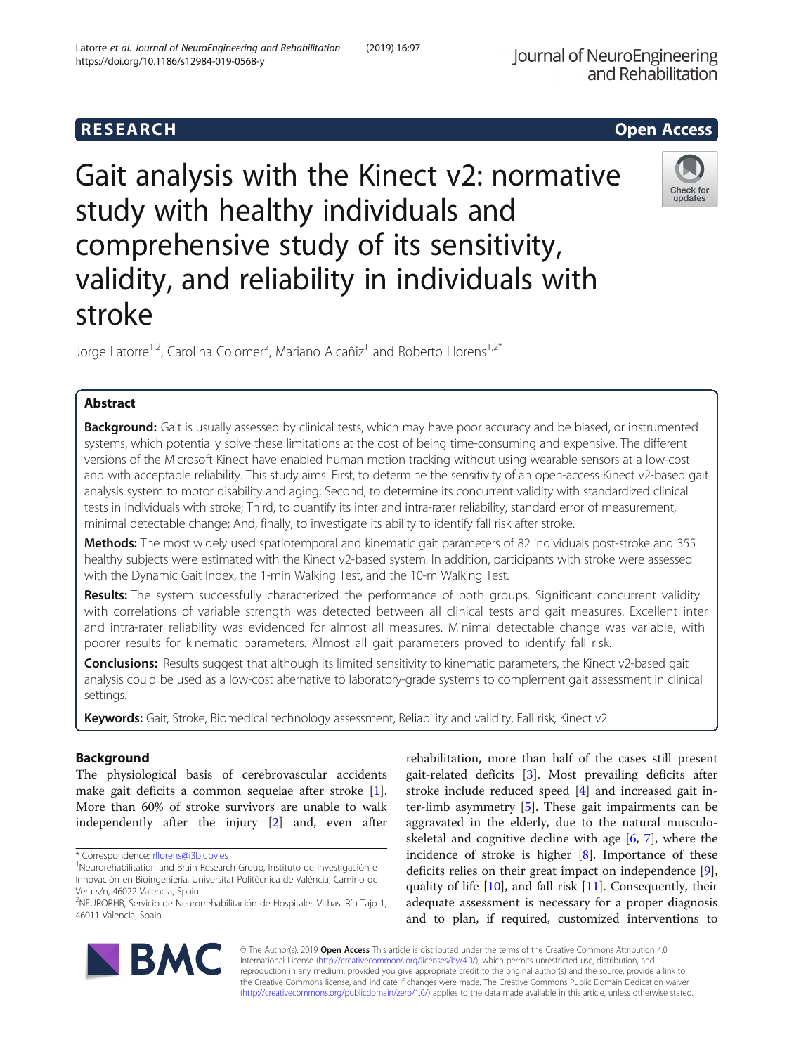RESEARCH Open Access

# Gait analysis with the Kinect v2: normative study with healthy individuals and comprehensive study of its sensitivity, validity, and reliability in individuals with stroke

Jorge Latorre[1,2], Carolina Colomer[2], Mariano Alcañiz[1] and Roberto Llorens[1,2*]

## Abstract

**Background:** Gait is usually assessed by clinical tests, which may have poor accuracy and be biased, or instrumented systems, which potentially solve these limitations at the cost of being time-consuming and expensive. The different versions of the Microsoft Kinect have enabled human motion tracking without using wearable sensors at a low-cost and with acceptable reliability. This study aims: First, to determine the sensitivity of an open-access Kinect v2-based gait analysis system to motor disability and aging; Second, to determine its concurrent validity with standardized clinical tests in individuals with stroke; Third, to quantify its inter and intra-rater reliability, standard error of measurement, minimal detectable change; And, finally, to investigate its ability to identify fall risk after stroke.

**Methods:** The most widely used spatiotemporal and kinematic gait parameters of 82 individuals post-stroke and 355 healthy subjects were estimated with the Kinect v2-based system. In addition, participants with stroke were assessed with the Dynamic Gait Index, the 1-min Walking Test, and the 10-m Walking Test.

**Results:** The system successfully characterized the performance of both groups. Significant concurrent validity with correlations of variable strength was detected between all clinical tests and gait measures. Excellent inter and intra-rater reliability was evidenced for almost all measures. Minimal detectable change was variable, with poorer results for kinematic parameters. Almost all gait parameters proved to identify fall risk.

**Conclusions:** Results suggest that although its limited sensitivity to kinematic parameters, the Kinect v2-based gait analysis could be used as a low-cost alternative to laboratory-grade systems to complement gait assessment in clinical settings.

**Keywords:** Gait, Stroke, Biomedical technology assessment, Reliability and validity, Fall risk, Kinect v2

## Background

The physiological basis of cerebrovascular accidents make gait deficits a common sequelae after stroke [1]. More than 60% of stroke survivors are unable to walk independently after the injury [2] and, even after rehabilitation, more than half of the cases still present gait-related deficits [3]. Most prevailing deficits after stroke include reduced speed [4] and increased gait inter-limb asymmetry [5]. These gait impairments can be aggravated in the elderly, due to the natural musculoskeletal and cognitive decline with age [6, 7], where the incidence of stroke is higher [8]. Importance of these deficits relies on their great impact on independence [9], quality of life [10], and fall risk [11]. Consequently, their adequate assessment is necessary for a proper diagnosis and to plan, if required, customized interventions to

\* Correspondence: rllorens@i3b.upv.es
[1]Neurorehabilitation and Brain Research Group, Instituto de Investigación e Innovación en Bioingeniería, Universitat Politècnica de València, Camino de Vera s/n, 46022 Valencia, Spain
[2]NEURORHB, Servicio de Neurorrehabilitación de Hospitales Vithas, Río Tajo 1, 46011 Valencia, Spain

© The Author(s). 2019 **Open Access** This article is distributed under the terms of the Creative Commons Attribution 4.0 International License (http://creativecommons.org/licenses/by/4.0/), which permits unrestricted use, distribution, and reproduction in any medium, provided you give appropriate credit to the original author(s) and the source, provide a link to the Creative Commons license, and indicate if changes were made. The Creative Commons Public Domain Dedication waiver (http://creativecommons.org/publicdomain/zero/1.0/) applies to the data made available in this article, unless otherwise stated.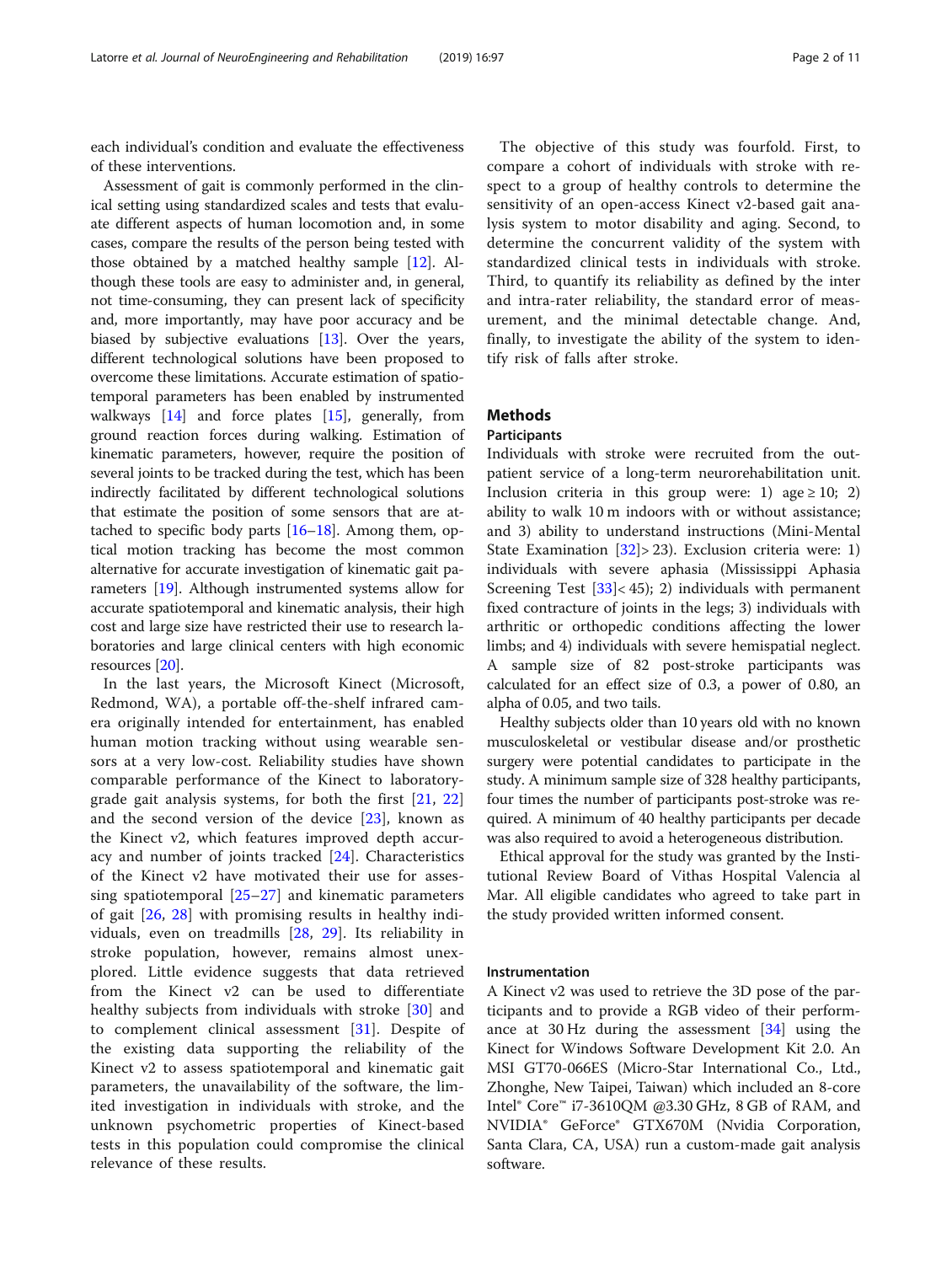each individual's condition and evaluate the effectiveness of these interventions.

Assessment of gait is commonly performed in the clinical setting using standardized scales and tests that evaluate different aspects of human locomotion and, in some cases, compare the results of the person being tested with those obtained by a matched healthy sample [12]. Although these tools are easy to administer and, in general, not time-consuming, they can present lack of specificity and, more importantly, may have poor accuracy and be biased by subjective evaluations [13]. Over the years, different technological solutions have been proposed to overcome these limitations. Accurate estimation of spatiotemporal parameters has been enabled by instrumented walkways [14] and force plates [15], generally, from ground reaction forces during walking. Estimation of kinematic parameters, however, require the position of several joints to be tracked during the test, which has been indirectly facilitated by different technological solutions that estimate the position of some sensors that are attached to specific body parts [16–18]. Among them, optical motion tracking has become the most common alternative for accurate investigation of kinematic gait parameters [19]. Although instrumented systems allow for accurate spatiotemporal and kinematic analysis, their high cost and large size have restricted their use to research laboratories and large clinical centers with high economic resources [20].

In the last years, the Microsoft Kinect (Microsoft, Redmond, WA), a portable off-the-shelf infrared camera originally intended for entertainment, has enabled human motion tracking without using wearable sensors at a very low-cost. Reliability studies have shown comparable performance of the Kinect to laboratory-grade gait analysis systems, for both the first [21, 22] and the second version of the device [23], known as the Kinect v2, which features improved depth accuracy and number of joints tracked [24]. Characteristics of the Kinect v2 have motivated their use for assessing spatiotemporal [25–27] and kinematic parameters of gait [26, 28] with promising results in healthy individuals, even on treadmills [28, 29]. Its reliability in stroke population, however, remains almost unexplored. Little evidence suggests that data retrieved from the Kinect v2 can be used to differentiate healthy subjects from individuals with stroke [30] and to complement clinical assessment [31]. Despite of the existing data supporting the reliability of the Kinect v2 to assess spatiotemporal and kinematic gait parameters, the unavailability of the software, the limited investigation in individuals with stroke, and the unknown psychometric properties of Kinect-based tests in this population could compromise the clinical relevance of these results.

The objective of this study was fourfold. First, to compare a cohort of individuals with stroke with respect to a group of healthy controls to determine the sensitivity of an open-access Kinect v2-based gait analysis system to motor disability and aging. Second, to determine the concurrent validity of the system with standardized clinical tests in individuals with stroke. Third, to quantify its reliability as defined by the inter and intra-rater reliability, the standard error of measurement, and the minimal detectable change. And, finally, to investigate the ability of the system to identify risk of falls after stroke.

## Methods

### Participants

Individuals with stroke were recruited from the outpatient service of a long-term neurorehabilitation unit. Inclusion criteria in this group were: 1) age ≥ 10; 2) ability to walk 10 m indoors with or without assistance; and 3) ability to understand instructions (Mini-Mental State Examination [32]> 23). Exclusion criteria were: 1) individuals with severe aphasia (Mississippi Aphasia Screening Test [33]< 45); 2) individuals with permanent fixed contracture of joints in the legs; 3) individuals with arthritic or orthopedic conditions affecting the lower limbs; and 4) individuals with severe hemispatial neglect. A sample size of 82 post-stroke participants was calculated for an effect size of 0.3, a power of 0.80, an alpha of 0.05, and two tails.

Healthy subjects older than 10 years old with no known musculoskeletal or vestibular disease and/or prosthetic surgery were potential candidates to participate in the study. A minimum sample size of 328 healthy participants, four times the number of participants post-stroke was required. A minimum of 40 healthy participants per decade was also required to avoid a heterogeneous distribution.

Ethical approval for the study was granted by the Institutional Review Board of Vithas Hospital Valencia al Mar. All eligible candidates who agreed to take part in the study provided written informed consent.

### Instrumentation

A Kinect v2 was used to retrieve the 3D pose of the participants and to provide a RGB video of their performance at 30 Hz during the assessment [34] using the Kinect for Windows Software Development Kit 2.0. An MSI GT70-066ES (Micro-Star International Co., Ltd., Zhonghe, New Taipei, Taiwan) which included an 8-core Intel® Core™ i7-3610QM @3.30 GHz, 8 GB of RAM, and NVIDIA® GeForce® GTX670M (Nvidia Corporation, Santa Clara, CA, USA) run a custom-made gait analysis software.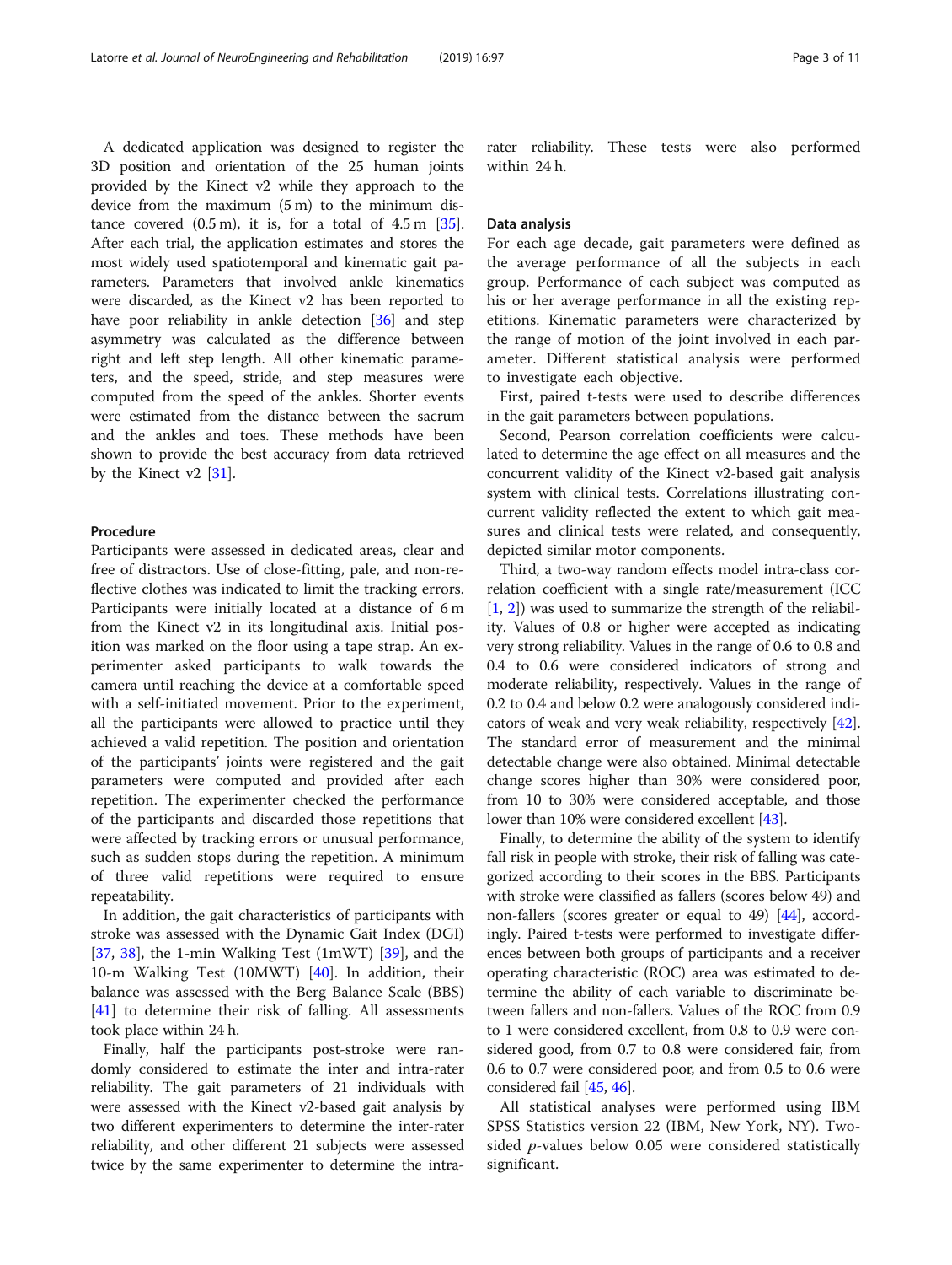A dedicated application was designed to register the 3D position and orientation of the 25 human joints provided by the Kinect v2 while they approach to the device from the maximum (5 m) to the minimum distance covered (0.5 m), it is, for a total of 4.5 m [35]. After each trial, the application estimates and stores the most widely used spatiotemporal and kinematic gait parameters. Parameters that involved ankle kinematics were discarded, as the Kinect v2 has been reported to have poor reliability in ankle detection [36] and step asymmetry was calculated as the difference between right and left step length. All other kinematic parameters, and the speed, stride, and step measures were computed from the speed of the ankles. Shorter events were estimated from the distance between the sacrum and the ankles and toes. These methods have been shown to provide the best accuracy from data retrieved by the Kinect v2 [31].

#### Procedure

Participants were assessed in dedicated areas, clear and free of distractors. Use of close-fitting, pale, and non-reflective clothes was indicated to limit the tracking errors. Participants were initially located at a distance of 6 m from the Kinect v2 in its longitudinal axis. Initial position was marked on the floor using a tape strap. An experimenter asked participants to walk towards the camera until reaching the device at a comfortable speed with a self-initiated movement. Prior to the experiment, all the participants were allowed to practice until they achieved a valid repetition. The position and orientation of the participants' joints were registered and the gait parameters were computed and provided after each repetition. The experimenter checked the performance of the participants and discarded those repetitions that were affected by tracking errors or unusual performance, such as sudden stops during the repetition. A minimum of three valid repetitions were required to ensure repeatability.

In addition, the gait characteristics of participants with stroke was assessed with the Dynamic Gait Index (DGI) [37, 38], the 1-min Walking Test (1mWT) [39], and the 10-m Walking Test (10MWT) [40]. In addition, their balance was assessed with the Berg Balance Scale (BBS) [41] to determine their risk of falling. All assessments took place within 24 h.

Finally, half the participants post-stroke were randomly considered to estimate the inter and intra-rater reliability. The gait parameters of 21 individuals with were assessed with the Kinect v2-based gait analysis by two different experimenters to determine the inter-rater reliability, and other different 21 subjects were assessed twice by the same experimenter to determine the intra-rater reliability. These tests were also performed within 24 h.

#### Data analysis

For each age decade, gait parameters were defined as the average performance of all the subjects in each group. Performance of each subject was computed as his or her average performance in all the existing repetitions. Kinematic parameters were characterized by the range of motion of the joint involved in each parameter. Different statistical analysis were performed to investigate each objective.

First, paired t-tests were used to describe differences in the gait parameters between populations.

Second, Pearson correlation coefficients were calculated to determine the age effect on all measures and the concurrent validity of the Kinect v2-based gait analysis system with clinical tests. Correlations illustrating concurrent validity reflected the extent to which gait measures and clinical tests were related, and consequently, depicted similar motor components.

Third, a two-way random effects model intra-class correlation coefficient with a single rate/measurement (ICC [1, 2]) was used to summarize the strength of the reliability. Values of 0.8 or higher were accepted as indicating very strong reliability. Values in the range of 0.6 to 0.8 and 0.4 to 0.6 were considered indicators of strong and moderate reliability, respectively. Values in the range of 0.2 to 0.4 and below 0.2 were analogously considered indicators of weak and very weak reliability, respectively [42]. The standard error of measurement and the minimal detectable change were also obtained. Minimal detectable change scores higher than 30% were considered poor, from 10 to 30% were considered acceptable, and those lower than 10% were considered excellent [43].

Finally, to determine the ability of the system to identify fall risk in people with stroke, their risk of falling was categorized according to their scores in the BBS. Participants with stroke were classified as fallers (scores below 49) and non-fallers (scores greater or equal to 49) [44], accordingly. Paired t-tests were performed to investigate differences between both groups of participants and a receiver operating characteristic (ROC) area was estimated to determine the ability of each variable to discriminate between fallers and non-fallers. Values of the ROC from 0.9 to 1 were considered excellent, from 0.8 to 0.9 were considered good, from 0.7 to 0.8 were considered fair, from 0.6 to 0.7 were considered poor, and from 0.5 to 0.6 were considered fail [45, 46].

All statistical analyses were performed using IBM SPSS Statistics version 22 (IBM, New York, NY). Two-sided *p*-values below 0.05 were considered statistically significant.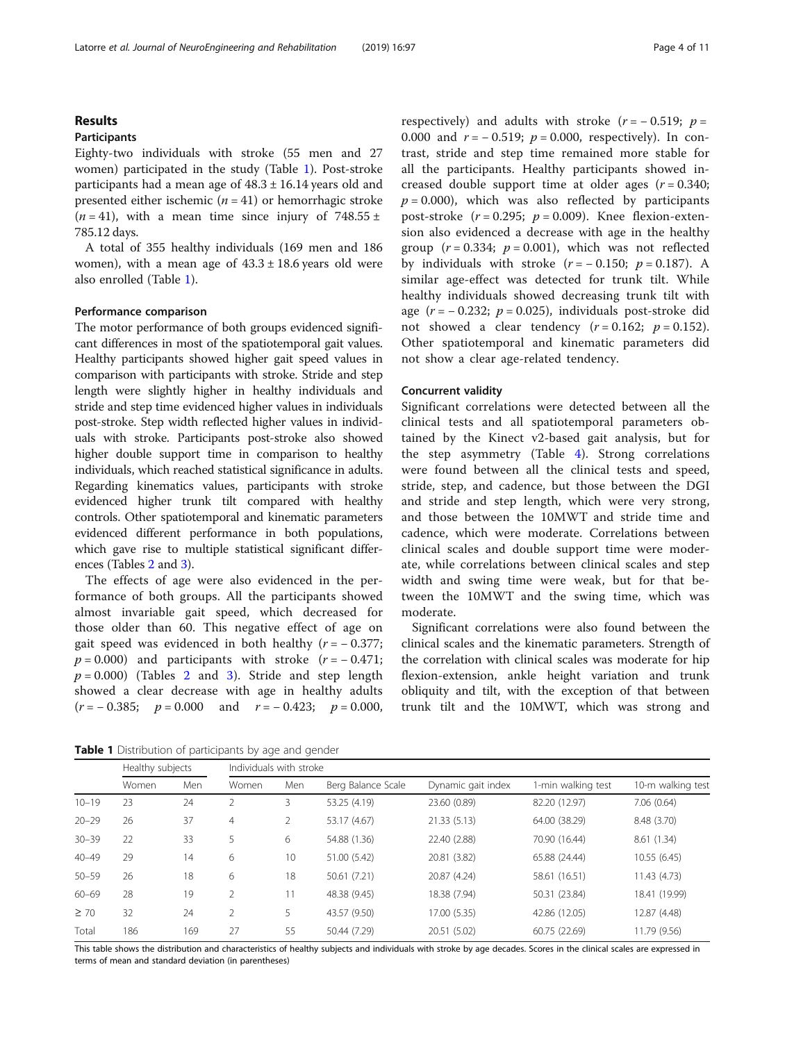## Results

### Participants

Eighty-two individuals with stroke (55 men and 27 women) participated in the study (Table 1). Post-stroke participants had a mean age of $48.3 \pm 16.14$ years old and presented either ischemic ($n = 41$) or hemorrhagic stroke ($n = 41$), with a mean time since injury of $748.55 \pm 785.12$ days.

A total of 355 healthy individuals (169 men and 186 women), with a mean age of $43.3 \pm 18.6$ years old were also enrolled (Table 1).

### Performance comparison

The motor performance of both groups evidenced significant differences in most of the spatiotemporal gait values. Healthy participants showed higher gait speed values in comparison with participants with stroke. Stride and step length were slightly higher in healthy individuals and stride and step time evidenced higher values in individuals post-stroke. Step width reflected higher values in individuals with stroke. Participants post-stroke also showed higher double support time in comparison to healthy individuals, which reached statistical significance in adults. Regarding kinematics values, participants with stroke evidenced higher trunk tilt compared with healthy controls. Other spatiotemporal and kinematic parameters evidenced different performance in both populations, which gave rise to multiple statistical significant differences (Tables 2 and 3).

The effects of age were also evidenced in the performance of both groups. All the participants showed almost invariable gait speed, which decreased for those older than 60. This negative effect of age on gait speed was evidenced in both healthy ($r = -0.377$; $p = 0.000$) and participants with stroke ($r = -0.471$; $p = 0.000$) (Tables 2 and 3). Stride and step length showed a clear decrease with age in healthy adults ($r = -0.385$; $p = 0.000$ and $r = -0.423$; $p = 0.000$, respectively) and adults with stroke ($r = -0.519$; $p = 0.000$ and $r = -0.519$; $p = 0.000$, respectively). In contrast, stride and step time remained more stable for all the participants. Healthy participants showed increased double support time at older ages ($r = 0.340$; $p = 0.000$), which was also reflected by participants post-stroke ($r = 0.295$; $p = 0.009$). Knee flexion-extension also evidenced a decrease with age in the healthy group ($r = 0.334$; $p = 0.001$), which was not reflected by individuals with stroke ($r = -0.150$; $p = 0.187$). A similar age-effect was detected for trunk tilt. While healthy individuals showed decreasing trunk tilt with age ($r = -0.232$; $p = 0.025$), individuals post-stroke did not showed a clear tendency ($r = 0.162$; $p = 0.152$). Other spatiotemporal and kinematic parameters did not show a clear age-related tendency.

### Concurrent validity

Significant correlations were detected between all the clinical tests and all spatiotemporal parameters obtained by the Kinect v2-based gait analysis, but for the step asymmetry (Table 4). Strong correlations were found between all the clinical tests and speed, stride, step, and cadence, but those between the DGI and stride and step length, which were very strong, and those between the 10MWT and stride time and cadence, which were moderate. Correlations between clinical scales and double support time were moderate, while correlations between clinical scales and step width and swing time were weak, but for that between the 10MWT and the swing time, which was moderate.

Significant correlations were also found between the clinical scales and the kinematic parameters. Strength of the correlation with clinical scales was moderate for hip flexion-extension, ankle height variation and trunk obliquity and tilt, with the exception of that between trunk tilt and the 10MWT, which was strong and

**Table 1** Distribution of participants by age and gender

| | Healthy subjects | | Individuals with stroke | | | | | |
|---|---|---|---|---|---|---|---|---|
| | Women | Men | Women | Men | Berg Balance Scale | Dynamic gait index | 1-min walking test | 10-m walking test |
| 10–19 | 23 | 24 | 2 | 3 | 53.25 (4.19) | 23.60 (0.89) | 82.20 (12.97) | 7.06 (0.64) |
| 20–29 | 26 | 37 | 4 | 2 | 53.17 (4.67) | 21.33 (5.13) | 64.00 (38.29) | 8.48 (3.70) |
| 30–39 | 22 | 33 | 5 | 6 | 54.88 (1.36) | 22.40 (2.88) | 70.90 (16.44) | 8.61 (1.34) |
| 40–49 | 29 | 14 | 6 | 10 | 51.00 (5.42) | 20.81 (3.82) | 65.88 (24.44) | 10.55 (6.45) |
| 50–59 | 26 | 18 | 6 | 18 | 50.61 (7.21) | 20.87 (4.24) | 58.61 (16.51) | 11.43 (4.73) |
| 60–69 | 28 | 19 | 2 | 11 | 48.38 (9.45) | 18.38 (7.94) | 50.31 (23.84) | 18.41 (19.99) |
| ≥ 70 | 32 | 24 | 2 | 5 | 43.57 (9.50) | 17.00 (5.35) | 42.86 (12.05) | 12.87 (4.48) |
| Total | 186 | 169 | 27 | 55 | 50.44 (7.29) | 20.51 (5.02) | 60.75 (22.69) | 11.79 (9.56) |

This table shows the distribution and characteristics of healthy subjects and individuals with stroke by age decades. Scores in the clinical scales are expressed in terms of mean and standard deviation (in parentheses)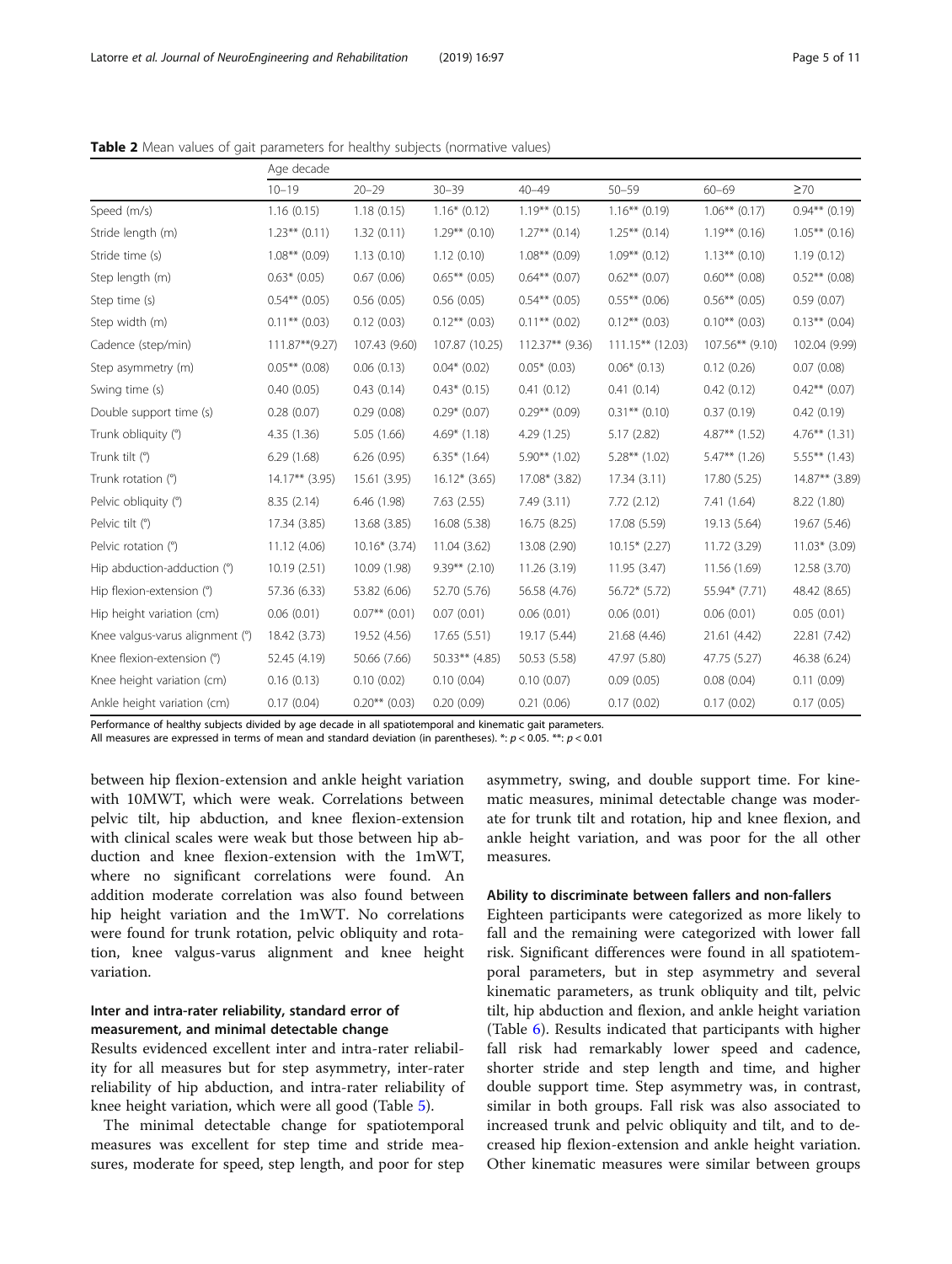**Table 2** Mean values of gait parameters for healthy subjects (normative values)

| | Age decade | | | | | | |
|---|---|---|---|---|---|---|---|
| | 10–19 | 20–29 | 30–39 | 40–49 | 50–59 | 60–69 | ≥70 |
| Speed (m/s) | 1.16 (0.15) | 1.18 (0.15) | 1.16* (0.12) | 1.19** (0.15) | 1.16** (0.19) | 1.06** (0.17) | 0.94** (0.19) |
| Stride length (m) | 1.23** (0.11) | 1.32 (0.11) | 1.29** (0.10) | 1.27** (0.14) | 1.25** (0.14) | 1.19** (0.16) | 1.05** (0.16) |
| Stride time (s) | 1.08** (0.09) | 1.13 (0.10) | 1.12 (0.10) | 1.08** (0.09) | 1.09** (0.12) | 1.13** (0.10) | 1.19 (0.12) |
| Step length (m) | 0.63* (0.05) | 0.67 (0.06) | 0.65** (0.05) | 0.64** (0.07) | 0.62** (0.07) | 0.60** (0.08) | 0.52** (0.08) |
| Step time (s) | 0.54** (0.05) | 0.56 (0.05) | 0.56 (0.05) | 0.54** (0.05) | 0.55** (0.06) | 0.56** (0.05) | 0.59 (0.07) |
| Step width (m) | 0.11** (0.03) | 0.12 (0.03) | 0.12** (0.03) | 0.11** (0.02) | 0.12** (0.03) | 0.10** (0.03) | 0.13** (0.04) |
| Cadence (step/min) | 111.87**(9.27) | 107.43 (9.60) | 107.87 (10.25) | 112.37** (9.36) | 111.15** (12.03) | 107.56** (9.10) | 102.04 (9.99) |
| Step asymmetry (m) | 0.05** (0.08) | 0.06 (0.13) | 0.04* (0.02) | 0.05* (0.03) | 0.06* (0.13) | 0.12 (0.26) | 0.07 (0.08) |
| Swing time (s) | 0.40 (0.05) | 0.43 (0.14) | 0.43* (0.15) | 0.41 (0.12) | 0.41 (0.14) | 0.42 (0.12) | 0.42** (0.07) |
| Double support time (s) | 0.28 (0.07) | 0.29 (0.08) | 0.29* (0.07) | 0.29** (0.09) | 0.31** (0.10) | 0.37 (0.19) | 0.42 (0.19) |
| Trunk obliquity (°) | 4.35 (1.36) | 5.05 (1.66) | 4.69* (1.18) | 4.29 (1.25) | 5.17 (2.82) | 4.87** (1.52) | 4.76** (1.31) |
| Trunk tilt (°) | 6.29 (1.68) | 6.26 (0.95) | 6.35* (1.64) | 5.90** (1.02) | 5.28** (1.02) | 5.47** (1.26) | 5.55** (1.43) |
| Trunk rotation (°) | 14.17** (3.95) | 15.61 (3.95) | 16.12* (3.65) | 17.08* (3.82) | 17.34 (3.11) | 17.80 (5.25) | 14.87** (3.89) |
| Pelvic obliquity (°) | 8.35 (2.14) | 6.46 (1.98) | 7.63 (2.55) | 7.49 (3.11) | 7.72 (2.12) | 7.41 (1.64) | 8.22 (1.80) |
| Pelvic tilt (°) | 17.34 (3.85) | 13.68 (3.85) | 16.08 (5.38) | 16.75 (8.25) | 17.08 (5.59) | 19.13 (5.64) | 19.67 (5.46) |
| Pelvic rotation (°) | 11.12 (4.06) | 10.16* (3.74) | 11.04 (3.62) | 13.08 (2.90) | 10.15* (2.27) | 11.72 (3.29) | 11.03* (3.09) |
| Hip abduction-adduction (°) | 10.19 (2.51) | 10.09 (1.98) | 9.39** (2.10) | 11.26 (3.19) | 11.95 (3.47) | 11.56 (1.69) | 12.58 (3.70) |
| Hip flexion-extension (°) | 57.36 (6.33) | 53.82 (6.06) | 52.70 (5.76) | 56.58 (4.76) | 56.72* (5.72) | 55.94* (7.71) | 48.42 (8.65) |
| Hip height variation (cm) | 0.06 (0.01) | 0.07** (0.01) | 0.07 (0.01) | 0.06 (0.01) | 0.06 (0.01) | 0.06 (0.01) | 0.05 (0.01) |
| Knee valgus-varus alignment (°) | 18.42 (3.73) | 19.52 (4.56) | 17.65 (5.51) | 19.17 (5.44) | 21.68 (4.46) | 21.61 (4.42) | 22.81 (7.42) |
| Knee flexion-extension (°) | 52.45 (4.19) | 50.66 (7.66) | 50.33** (4.85) | 50.53 (5.58) | 47.97 (5.80) | 47.75 (5.27) | 46.38 (6.24) |
| Knee height variation (cm) | 0.16 (0.13) | 0.10 (0.02) | 0.10 (0.04) | 0.10 (0.07) | 0.09 (0.05) | 0.08 (0.04) | 0.11 (0.09) |
| Ankle height variation (cm) | 0.17 (0.04) | 0.20** (0.03) | 0.20 (0.09) | 0.21 (0.06) | 0.17 (0.02) | 0.17 (0.02) | 0.17 (0.05) |

Performance of healthy subjects divided by age decade in all spatiotemporal and kinematic gait parameters.
All measures are expressed in terms of mean and standard deviation (in parentheses). *: $p < 0.05$. **: $p < 0.01$

between hip flexion-extension and ankle height variation with 10MWT, which were weak. Correlations between pelvic tilt, hip abduction, and knee flexion-extension with clinical scales were weak but those between hip abduction and knee flexion-extension with the 1mWT, where no significant correlations were found. An addition moderate correlation was also found between hip height variation and the 1mWT. No correlations were found for trunk rotation, pelvic obliquity and rotation, knee valgus-varus alignment and knee height variation.

### Inter and intra-rater reliability, standard error of measurement, and minimal detectable change

Results evidenced excellent inter and intra-rater reliability for all measures but for step asymmetry, inter-rater reliability of hip abduction, and intra-rater reliability of knee height variation, which were all good (Table 5).

The minimal detectable change for spatiotemporal measures was excellent for step time and stride measures, moderate for speed, step length, and poor for step asymmetry, swing, and double support time. For kinematic measures, minimal detectable change was moderate for trunk tilt and rotation, hip and knee flexion, and ankle height variation, and was poor for the all other measures.

### Ability to discriminate between fallers and non-fallers

Eighteen participants were categorized as more likely to fall and the remaining were categorized with lower fall risk. Significant differences were found in all spatiotemporal parameters, but in step asymmetry and several kinematic parameters, as trunk obliquity and tilt, pelvic tilt, hip abduction and flexion, and ankle height variation (Table 6). Results indicated that participants with higher fall risk had remarkably lower speed and cadence, shorter stride and step length and time, and higher double support time. Step asymmetry was, in contrast, similar in both groups. Fall risk was also associated to increased trunk and pelvic obliquity and tilt, and to decreased hip flexion-extension and ankle height variation. Other kinematic measures were similar between groups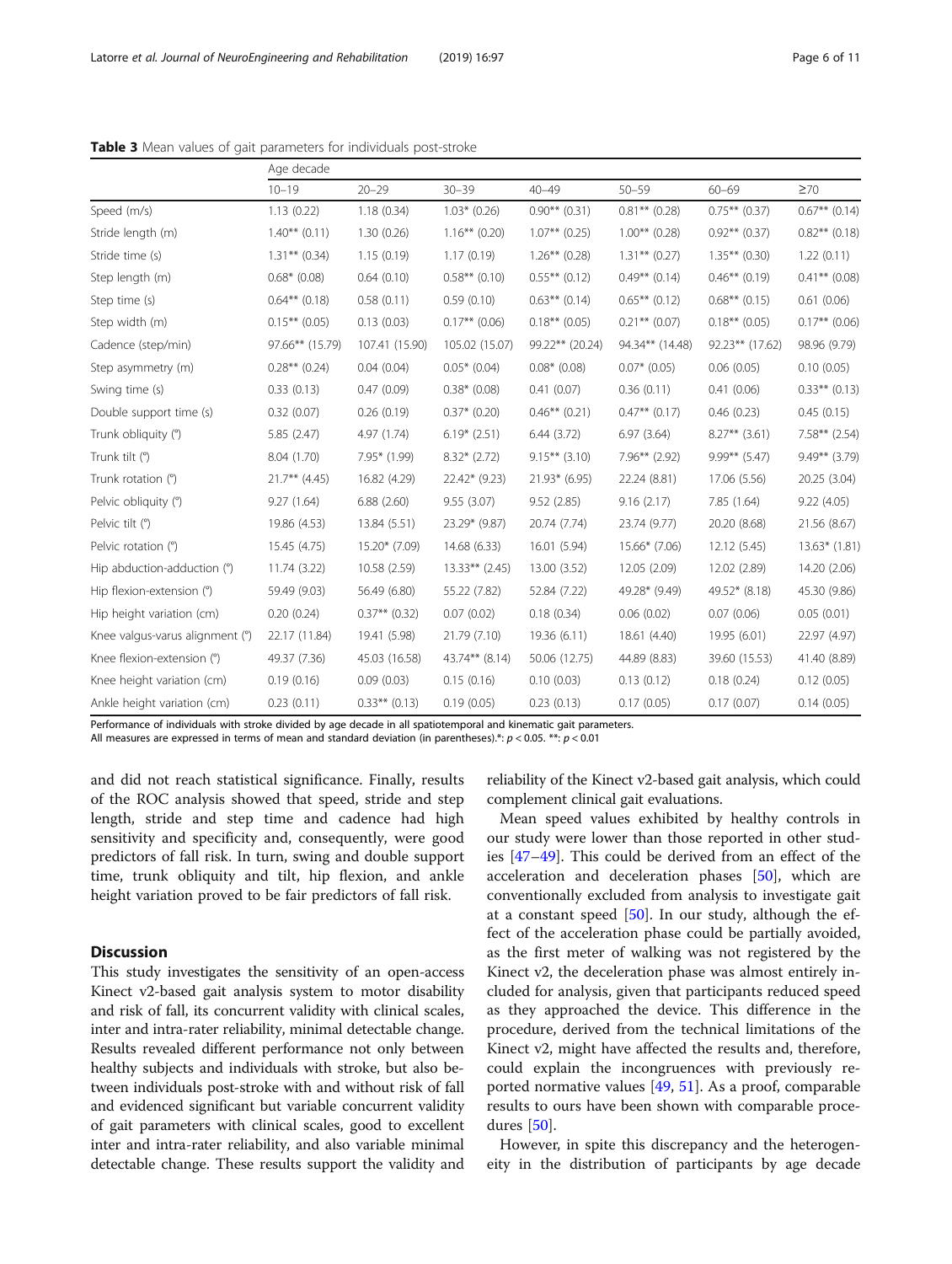**Table 3** Mean values of gait parameters for individuals post-stroke

| | Age decade | | | | | | |
|---|---|---|---|---|---|---|---|
| | 10–19 | 20–29 | 30–39 | 40–49 | 50–59 | 60–69 | ≥70 |
| Speed (m/s) | 1.13 (0.22) | 1.18 (0.34) | 1.03* (0.26) | 0.90** (0.31) | 0.81** (0.28) | 0.75** (0.37) | 0.67** (0.14) |
| Stride length (m) | 1.40** (0.11) | 1.30 (0.26) | 1.16** (0.20) | 1.07** (0.25) | 1.00** (0.28) | 0.92** (0.37) | 0.82** (0.18) |
| Stride time (s) | 1.31** (0.34) | 1.15 (0.19) | 1.17 (0.19) | 1.26** (0.28) | 1.31** (0.27) | 1.35** (0.30) | 1.22 (0.11) |
| Step length (m) | 0.68* (0.08) | 0.64 (0.10) | 0.58** (0.10) | 0.55** (0.12) | 0.49** (0.14) | 0.46** (0.19) | 0.41** (0.08) |
| Step time (s) | 0.64** (0.18) | 0.58 (0.11) | 0.59 (0.10) | 0.63** (0.14) | 0.65** (0.12) | 0.68** (0.15) | 0.61 (0.06) |
| Step width (m) | 0.15** (0.05) | 0.13 (0.03) | 0.17** (0.06) | 0.18** (0.05) | 0.21** (0.07) | 0.18** (0.05) | 0.17** (0.06) |
| Cadence (step/min) | 97.66** (15.79) | 107.41 (15.90) | 105.02 (15.07) | 99.22** (20.24) | 94.34** (14.48) | 92.23** (17.62) | 98.96 (9.79) |
| Step asymmetry (m) | 0.28** (0.24) | 0.04 (0.04) | 0.05* (0.04) | 0.08* (0.08) | 0.07* (0.05) | 0.06 (0.05) | 0.10 (0.05) |
| Swing time (s) | 0.33 (0.13) | 0.47 (0.09) | 0.38* (0.08) | 0.41 (0.07) | 0.36 (0.11) | 0.41 (0.06) | 0.33** (0.13) |
| Double support time (s) | 0.32 (0.07) | 0.26 (0.19) | 0.37* (0.20) | 0.46** (0.21) | 0.47** (0.17) | 0.46 (0.23) | 0.45 (0.15) |
| Trunk obliquity (°) | 5.85 (2.47) | 4.97 (1.74) | 6.19* (2.51) | 6.44 (3.72) | 6.97 (3.64) | 8.27** (3.61) | 7.58** (2.54) |
| Trunk tilt (°) | 8.04 (1.70) | 7.95* (1.99) | 8.32* (2.72) | 9.15** (3.10) | 7.96** (2.92) | 9.99** (5.47) | 9.49** (3.79) |
| Trunk rotation (°) | 21.7** (4.45) | 16.82 (4.29) | 22.42* (9.23) | 21.93* (6.95) | 22.24 (8.81) | 17.06 (5.56) | 20.25 (3.04) |
| Pelvic obliquity (°) | 9.27 (1.64) | 6.88 (2.60) | 9.55 (3.07) | 9.52 (2.85) | 9.16 (2.17) | 7.85 (1.64) | 9.22 (4.05) |
| Pelvic tilt (°) | 19.86 (4.53) | 13.84 (5.51) | 23.29* (9.87) | 20.74 (7.74) | 23.74 (9.77) | 20.20 (8.68) | 21.56 (8.67) |
| Pelvic rotation (°) | 15.45 (4.75) | 15.20* (7.09) | 14.68 (6.33) | 16.01 (5.94) | 15.66* (7.06) | 12.12 (5.45) | 13.63* (1.81) |
| Hip abduction-adduction (°) | 11.74 (3.22) | 10.58 (2.59) | 13.33** (2.45) | 13.00 (3.52) | 12.05 (2.09) | 12.02 (2.89) | 14.20 (2.06) |
| Hip flexion-extension (°) | 59.49 (9.03) | 56.49 (6.80) | 55.22 (7.82) | 52.84 (7.22) | 49.28* (9.49) | 49.52* (8.18) | 45.30 (9.86) |
| Hip height variation (cm) | 0.20 (0.24) | 0.37** (0.32) | 0.07 (0.02) | 0.18 (0.34) | 0.06 (0.02) | 0.07 (0.06) | 0.05 (0.01) |
| Knee valgus-varus alignment (°) | 22.17 (11.84) | 19.41 (5.98) | 21.79 (7.10) | 19.36 (6.11) | 18.61 (4.40) | 19.95 (6.01) | 22.97 (4.97) |
| Knee flexion-extension (°) | 49.37 (7.36) | 45.03 (16.58) | 43.74** (8.14) | 50.06 (12.75) | 44.89 (8.83) | 39.60 (15.53) | 41.40 (8.89) |
| Knee height variation (cm) | 0.19 (0.16) | 0.09 (0.03) | 0.15 (0.16) | 0.10 (0.03) | 0.13 (0.12) | 0.18 (0.24) | 0.12 (0.05) |
| Ankle height variation (cm) | 0.23 (0.11) | 0.33** (0.13) | 0.19 (0.05) | 0.23 (0.13) | 0.17 (0.05) | 0.17 (0.07) | 0.14 (0.05) |

Performance of individuals with stroke divided by age decade in all spatiotemporal and kinematic gait parameters.
All measures are expressed in terms of mean and standard deviation (in parentheses).*: $p < 0.05$. **: $p < 0.01$

and did not reach statistical significance. Finally, results of the ROC analysis showed that speed, stride and step length, stride and step time and cadence had high sensitivity and specificity and, consequently, were good predictors of fall risk. In turn, swing and double support time, trunk obliquity and tilt, hip flexion, and ankle height variation proved to be fair predictors of fall risk.

## Discussion

This study investigates the sensitivity of an open-access Kinect v2-based gait analysis system to motor disability and risk of fall, its concurrent validity with clinical scales, inter and intra-rater reliability, minimal detectable change. Results revealed different performance not only between healthy subjects and individuals with stroke, but also between individuals post-stroke with and without risk of fall and evidenced significant but variable concurrent validity of gait parameters with clinical scales, good to excellent inter and intra-rater reliability, and also variable minimal detectable change. These results support the validity and reliability of the Kinect v2-based gait analysis, which could complement clinical gait evaluations.

Mean speed values exhibited by healthy controls in our study were lower than those reported in other studies [47–49]. This could be derived from an effect of the acceleration and deceleration phases [50], which are conventionally excluded from analysis to investigate gait at a constant speed [50]. In our study, although the effect of the acceleration phase could be partially avoided, as the first meter of walking was not registered by the Kinect v2, the deceleration phase was almost entirely included for analysis, given that participants reduced speed as they approached the device. This difference in the procedure, derived from the technical limitations of the Kinect v2, might have affected the results and, therefore, could explain the incongruences with previously reported normative values [49, 51]. As a proof, comparable results to ours have been shown with comparable procedures [50].

However, in spite this discrepancy and the heterogeneity in the distribution of participants by age decade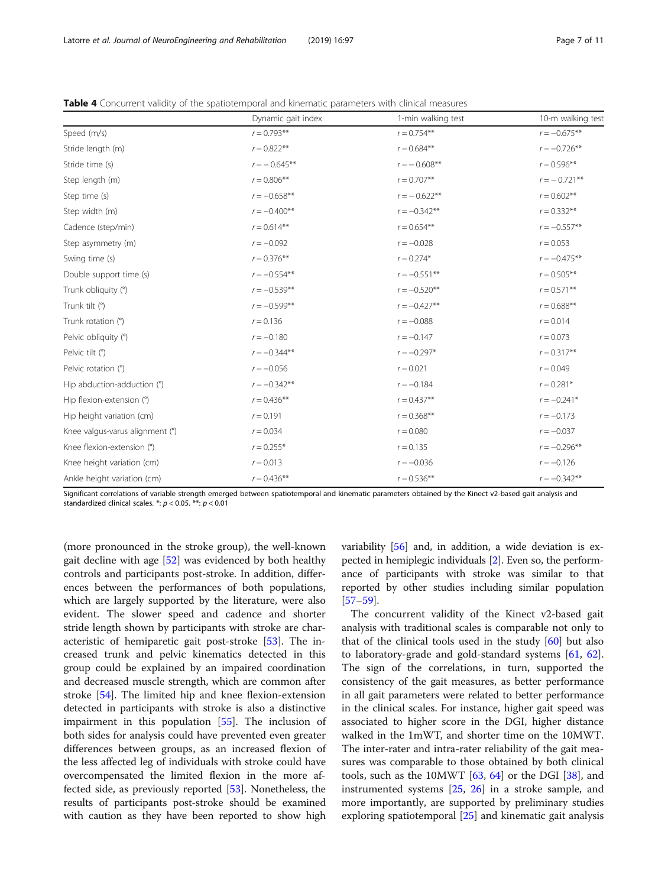**Table 4** Concurrent validity of the spatiotemporal and kinematic parameters with clinical measures

| | Dynamic gait index | 1-min walking test | 10-m walking test |
|---|---|---|---|
| Speed (m/s) | $r = 0.793^{**}$ | $r = 0.754^{**}$ | $r = -0.675^{**}$ |
| Stride length (m) | $r = 0.822^{**}$ | $r = 0.684^{**}$ | $r = -0.726^{**}$ |
| Stride time (s) | $r = -0.645^{**}$ | $r = -0.608^{**}$ | $r = 0.596^{**}$ |
| Step length (m) | $r = 0.806^{**}$ | $r = 0.707^{**}$ | $r = -0.721^{**}$ |
| Step time (s) | $r = -0.658^{**}$ | $r = -0.622^{**}$ | $r = 0.602^{**}$ |
| Step width (m) | $r = -0.400^{**}$ | $r = -0.342^{**}$ | $r = 0.332^{**}$ |
| Cadence (step/min) | $r = 0.614^{**}$ | $r = 0.654^{**}$ | $r = -0.557^{**}$ |
| Step asymmetry (m) | $r = -0.092$ | $r = -0.028$ | $r = 0.053$ |
| Swing time (s) | $r = 0.376^{**}$ | $r = 0.274^{*}$ | $r = -0.475^{**}$ |
| Double support time (s) | $r = -0.554^{**}$ | $r = -0.551^{**}$ | $r = 0.505^{**}$ |
| Trunk obliquity (°) | $r = -0.539^{**}$ | $r = -0.520^{**}$ | $r = 0.571^{**}$ |
| Trunk tilt (°) | $r = -0.599^{**}$ | $r = -0.427^{**}$ | $r = 0.688^{**}$ |
| Trunk rotation (°) | $r = 0.136$ | $r = -0.088$ | $r = 0.014$ |
| Pelvic obliquity (°) | $r = -0.180$ | $r = -0.147$ | $r = 0.073$ |
| Pelvic tilt (°) | $r = -0.344^{**}$ | $r = -0.297^{*}$ | $r = 0.317^{**}$ |
| Pelvic rotation (°) | $r = -0.056$ | $r = 0.021$ | $r = 0.049$ |
| Hip abduction-adduction (°) | $r = -0.342^{**}$ | $r = -0.184$ | $r = 0.281^{*}$ |
| Hip flexion-extension (°) | $r = 0.436^{**}$ | $r = 0.437^{**}$ | $r = -0.241^{*}$ |
| Hip height variation (cm) | $r = 0.191$ | $r = 0.368^{**}$ | $r = -0.173$ |
| Knee valgus-varus alignment (°) | $r = 0.034$ | $r = 0.080$ | $r = -0.037$ |
| Knee flexion-extension (°) | $r = 0.255^{*}$ | $r = 0.135$ | $r = -0.296^{**}$ |
| Knee height variation (cm) | $r = 0.013$ | $r = -0.036$ | $r = -0.126$ |
| Ankle height variation (cm) | $r = 0.436^{**}$ | $r = 0.536^{**}$ | $r = -0.342^{**}$ |

Significant correlations of variable strength emerged between spatiotemporal and kinematic parameters obtained by the Kinect v2-based gait analysis and standardized clinical scales. *: $p < 0.05$. **: $p < 0.01$

(more pronounced in the stroke group), the well-known gait decline with age [52] was evidenced by both healthy controls and participants post-stroke. In addition, differences between the performances of both populations, which are largely supported by the literature, were also evident. The slower speed and cadence and shorter stride length shown by participants with stroke are characteristic of hemiparetic gait post-stroke [53]. The increased trunk and pelvic kinematics detected in this group could be explained by an impaired coordination and decreased muscle strength, which are common after stroke [54]. The limited hip and knee flexion-extension detected in participants with stroke is also a distinctive impairment in this population [55]. The inclusion of both sides for analysis could have prevented even greater differences between groups, as an increased flexion of the less affected leg of individuals with stroke could have overcompensated the limited flexion in the more affected side, as previously reported [53]. Nonetheless, the results of participants post-stroke should be examined with caution as they have been reported to show high variability [56] and, in addition, a wide deviation is expected in hemiplegic individuals [2]. Even so, the performance of participants with stroke was similar to that reported by other studies including similar population [57–59].

The concurrent validity of the Kinect v2-based gait analysis with traditional scales is comparable not only to that of the clinical tools used in the study [60] but also to laboratory-grade and gold-standard systems [61, 62]. The sign of the correlations, in turn, supported the consistency of the gait measures, as better performance in all gait parameters were related to better performance in the clinical scales. For instance, higher gait speed was associated to higher score in the DGI, higher distance walked in the 1mWT, and shorter time on the 10MWT. The inter-rater and intra-rater reliability of the gait measures was comparable to those obtained by both clinical tools, such as the 10MWT [63, 64] or the DGI [38], and instrumented systems [25, 26] in a stroke sample, and more importantly, are supported by preliminary studies exploring spatiotemporal [25] and kinematic gait analysis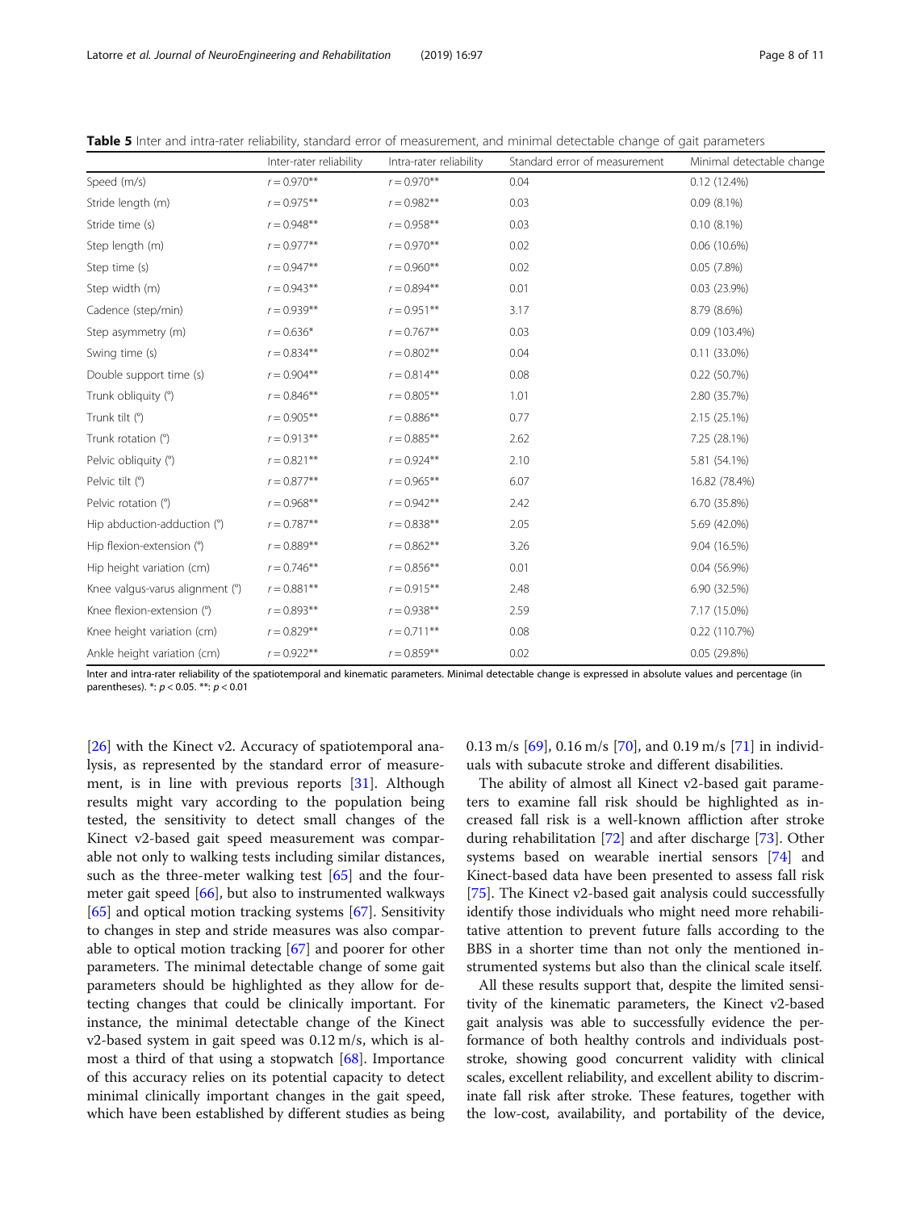**Table 5** Inter and intra-rater reliability, standard error of measurement, and minimal detectable change of gait parameters

| | Inter-rater reliability | Intra-rater reliability | Standard error of measurement | Minimal detectable change |
|---|---|---|---|---|
| Speed (m/s) | $r = 0.970$** | $r = 0.970$** | 0.04 | 0.12 (12.4%) |
| Stride length (m) | $r = 0.975$** | $r = 0.982$** | 0.03 | 0.09 (8.1%) |
| Stride time (s) | $r = 0.948$** | $r = 0.958$** | 0.03 | 0.10 (8.1%) |
| Step length (m) | $r = 0.977$** | $r = 0.970$** | 0.02 | 0.06 (10.6%) |
| Step time (s) | $r = 0.947$** | $r = 0.960$** | 0.02 | 0.05 (7.8%) |
| Step width (m) | $r = 0.943$** | $r = 0.894$** | 0.01 | 0.03 (23.9%) |
| Cadence (step/min) | $r = 0.939$** | $r = 0.951$** | 3.17 | 8.79 (8.6%) |
| Step asymmetry (m) | $r = 0.636$* | $r = 0.767$** | 0.03 | 0.09 (103.4%) |
| Swing time (s) | $r = 0.834$** | $r = 0.802$** | 0.04 | 0.11 (33.0%) |
| Double support time (s) | $r = 0.904$** | $r = 0.814$** | 0.08 | 0.22 (50.7%) |
| Trunk obliquity (°) | $r = 0.846$** | $r = 0.805$** | 1.01 | 2.80 (35.7%) |
| Trunk tilt (°) | $r = 0.905$** | $r = 0.886$** | 0.77 | 2.15 (25.1%) |
| Trunk rotation (°) | $r = 0.913$** | $r = 0.885$** | 2.62 | 7.25 (28.1%) |
| Pelvic obliquity (°) | $r = 0.821$** | $r = 0.924$** | 2.10 | 5.81 (54.1%) |
| Pelvic tilt (°) | $r = 0.877$** | $r = 0.965$** | 6.07 | 16.82 (78.4%) |
| Pelvic rotation (°) | $r = 0.968$** | $r = 0.942$** | 2.42 | 6.70 (35.8%) |
| Hip abduction-adduction (°) | $r = 0.787$** | $r = 0.838$** | 2.05 | 5.69 (42.0%) |
| Hip flexion-extension (°) | $r = 0.889$** | $r = 0.862$** | 3.26 | 9.04 (16.5%) |
| Hip height variation (cm) | $r = 0.746$** | $r = 0.856$** | 0.01 | 0.04 (56.9%) |
| Knee valgus-varus alignment (°) | $r = 0.881$** | $r = 0.915$** | 2.48 | 6.90 (32.5%) |
| Knee flexion-extension (°) | $r = 0.893$** | $r = 0.938$** | 2.59 | 7.17 (15.0%) |
| Knee height variation (cm) | $r = 0.829$** | $r = 0.711$** | 0.08 | 0.22 (110.7%) |
| Ankle height variation (cm) | $r = 0.922$** | $r = 0.859$** | 0.02 | 0.05 (29.8%) |

Inter and intra-rater reliability of the spatiotemporal and kinematic parameters. Minimal detectable change is expressed in absolute values and percentage (in parentheses). *: $p < 0.05$. **: $p < 0.01$

[26] with the Kinect v2. Accuracy of spatiotemporal analysis, as represented by the standard error of measurement, is in line with previous reports [31]. Although results might vary according to the population being tested, the sensitivity to detect small changes of the Kinect v2-based gait speed measurement was comparable not only to walking tests including similar distances, such as the three-meter walking test [65] and the four-meter gait speed [66], but also to instrumented walkways [65] and optical motion tracking systems [67]. Sensitivity to changes in step and stride measures was also comparable to optical motion tracking [67] and poorer for other parameters. The minimal detectable change of some gait parameters should be highlighted as they allow for detecting changes that could be clinically important. For instance, the minimal detectable change of the Kinect v2-based system in gait speed was 0.12 m/s, which is almost a third of that using a stopwatch [68]. Importance of this accuracy relies on its potential capacity to detect minimal clinically important changes in the gait speed, which have been established by different studies as being 0.13 m/s [69], 0.16 m/s [70], and 0.19 m/s [71] in individuals with subacute stroke and different disabilities.

The ability of almost all Kinect v2-based gait parameters to examine fall risk should be highlighted as increased fall risk is a well-known affliction after stroke during rehabilitation [72] and after discharge [73]. Other systems based on wearable inertial sensors [74] and Kinect-based data have been presented to assess fall risk [75]. The Kinect v2-based gait analysis could successfully identify those individuals who might need more rehabilitative attention to prevent future falls according to the BBS in a shorter time than not only the mentioned instrumented systems but also than the clinical scale itself.

All these results support that, despite the limited sensitivity of the kinematic parameters, the Kinect v2-based gait analysis was able to successfully evidence the performance of both healthy controls and individuals post-stroke, showing good concurrent validity with clinical scales, excellent reliability, and excellent ability to discriminate fall risk after stroke. These features, together with the low-cost, availability, and portability of the device,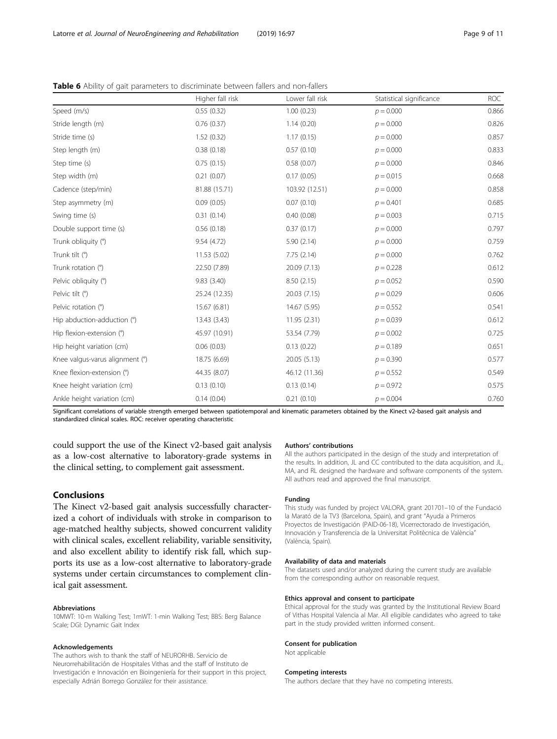**Table 6** Ability of gait parameters to discriminate between fallers and non-fallers

| | Higher fall risk | Lower fall risk | Statistical significance | ROC |
|---|---|---|---|---|
| Speed (m/s) | 0.55 (0.32) | 1.00 (0.23) | $p = 0.000$ | 0.866 |
| Stride length (m) | 0.76 (0.37) | 1.14 (0.20) | $p = 0.000$ | 0.826 |
| Stride time (s) | 1.52 (0.32) | 1.17 (0.15) | $p = 0.000$ | 0.857 |
| Step length (m) | 0.38 (0.18) | 0.57 (0.10) | $p = 0.000$ | 0.833 |
| Step time (s) | 0.75 (0.15) | 0.58 (0.07) | $p = 0.000$ | 0.846 |
| Step width (m) | 0.21 (0.07) | 0.17 (0.05) | $p = 0.015$ | 0.668 |
| Cadence (step/min) | 81.88 (15.71) | 103.92 (12.51) | $p = 0.000$ | 0.858 |
| Step asymmetry (m) | 0.09 (0.05) | 0.07 (0.10) | $p = 0.401$ | 0.685 |
| Swing time (s) | 0.31 (0.14) | 0.40 (0.08) | $p = 0.003$ | 0.715 |
| Double support time (s) | 0.56 (0.18) | 0.37 (0.17) | $p = 0.000$ | 0.797 |
| Trunk obliquity (°) | 9.54 (4.72) | 5.90 (2.14) | $p = 0.000$ | 0.759 |
| Trunk tilt (°) | 11.53 (5.02) | 7.75 (2.14) | $p = 0.000$ | 0.762 |
| Trunk rotation (°) | 22.50 (7.89) | 20.09 (7.13) | $p = 0.228$ | 0.612 |
| Pelvic obliquity (°) | 9.83 (3.40) | 8.50 (2.15) | $p = 0.052$ | 0.590 |
| Pelvic tilt (°) | 25.24 (12.35) | 20.03 (7.15) | $p = 0.029$ | 0.606 |
| Pelvic rotation (°) | 15.67 (6.81) | 14.67 (5.95) | $p = 0.552$ | 0.541 |
| Hip abduction-adduction (°) | 13.43 (3.43) | 11.95 (2.31) | $p = 0.039$ | 0.612 |
| Hip flexion-extension (°) | 45.97 (10.91) | 53.54 (7.79) | $p = 0.002$ | 0.725 |
| Hip height variation (cm) | 0.06 (0.03) | 0.13 (0.22) | $p = 0.189$ | 0.651 |
| Knee valgus-varus alignment (°) | 18.75 (6.69) | 20.05 (5.13) | $p = 0.390$ | 0.577 |
| Knee flexion-extension (°) | 44.35 (8.07) | 46.12 (11.36) | $p = 0.552$ | 0.549 |
| Knee height variation (cm) | 0.13 (0.10) | 0.13 (0.14) | $p = 0.972$ | 0.575 |
| Ankle height variation (cm) | 0.14 (0.04) | 0.21 (0.10) | $p = 0.004$ | 0.760 |

Significant correlations of variable strength emerged between spatiotemporal and kinematic parameters obtained by the Kinect v2-based gait analysis and standardized clinical scales. ROC: receiver operating characteristic

could support the use of the Kinect v2-based gait analysis as a low-cost alternative to laboratory-grade systems in the clinical setting, to complement gait assessment.

## Conclusions

The Kinect v2-based gait analysis successfully characterized a cohort of individuals with stroke in comparison to age-matched healthy subjects, showed concurrent validity with clinical scales, excellent reliability, variable sensitivity, and also excellent ability to identify risk fall, which supports its use as a low-cost alternative to laboratory-grade systems under certain circumstances to complement clinical gait assessment.

#### Abbreviations

10MWT: 10-m Walking Test; 1mWT: 1-min Walking Test; BBS: Berg Balance Scale; DGI: Dynamic Gait Index

#### Acknowledgements

The authors wish to thank the staff of NEURORHB. Servicio de Neurorrehabilitación de Hospitales Vithas and the staff of Instituto de Investigación e Innovación en Bioingeniería for their support in this project, especially Adrián Borrego González for their assistance.

#### Authors' contributions

All the authors participated in the design of the study and interpretation of the results. In addition, JL and CC contributed to the data acquisition, and JL, MA, and RL designed the hardware and software components of the system. All authors read and approved the final manuscript.

#### Funding

This study was funded by project VALORA, grant 201701–10 of the Fundació la Marató de la TV3 (Barcelona, Spain), and grant "Ayuda a Primeros Proyectos de Investigación (PAID-06-18), Vicerrectorado de Investigación, Innovación y Transferencia de la Universitat Politècnica de València" (València, Spain).

#### Availability of data and materials

The datasets used and/or analyzed during the current study are available from the corresponding author on reasonable request.

#### Ethics approval and consent to participate

Ethical approval for the study was granted by the Institutional Review Board of Vithas Hospital Valencia al Mar. All eligible candidates who agreed to take part in the study provided written informed consent.

#### Consent for publication

Not applicable

#### Competing interests

The authors declare that they have no competing interests.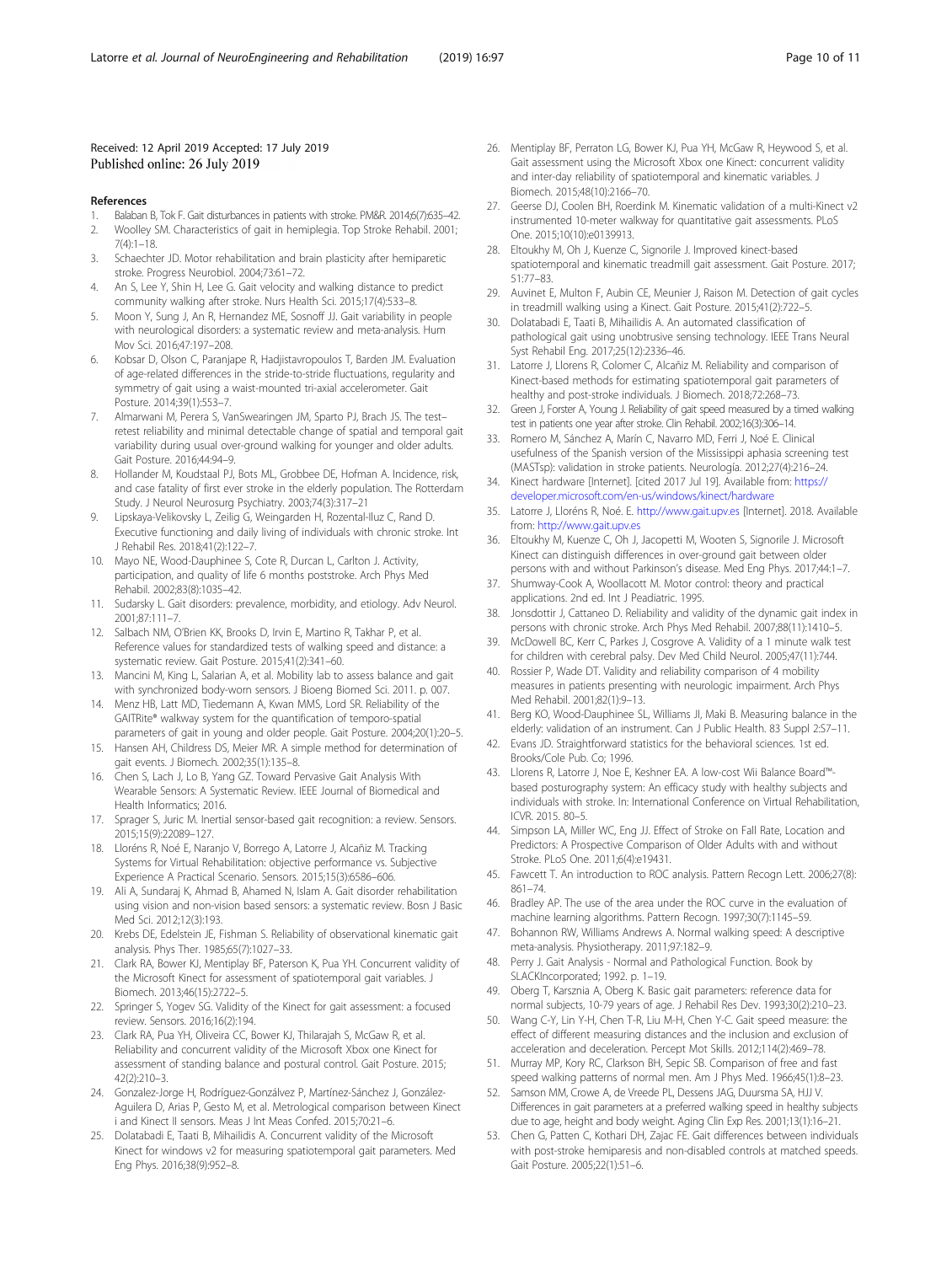Received: 12 April 2019 Accepted: 17 July 2019
Published online: 26 July 2019

## References

1. Balaban B, Tok F. Gait disturbances in patients with stroke. PM&R. 2014;6(7):635–42.
2. Woolley SM. Characteristics of gait in hemiplegia. Top Stroke Rehabil. 2001; 7(4):1–18.
3. Schaechter JD. Motor rehabilitation and brain plasticity after hemiparetic stroke. Progress Neurobiol. 2004;73:61–72.
4. An S, Lee Y, Shin H, Lee G. Gait velocity and walking distance to predict community walking after stroke. Nurs Health Sci. 2015;17(4):533–8.
5. Moon Y, Sung J, An R, Hernandez ME, Sosnoff JJ. Gait variability in people with neurological disorders: a systematic review and meta-analysis. Hum Mov Sci. 2016;47:197–208.
6. Kobsar D, Olson C, Paranjape R, Hadjistavropoulos T, Barden JM. Evaluation of age-related differences in the stride-to-stride fluctuations, regularity and symmetry of gait using a waist-mounted tri-axial accelerometer. Gait Posture. 2014;39(1):553–7.
7. Almarwani M, Perera S, VanSwearingen JM, Sparto PJ, Brach JS. The test–retest reliability and minimal detectable change of spatial and temporal gait variability during usual over-ground walking for younger and older adults. Gait Posture. 2016;44:94–9.
8. Hollander M, Koudstaal PJ, Bots ML, Grobbee DE, Hofman A. Incidence, risk, and case fatality of first ever stroke in the elderly population. The Rotterdam Study. J Neurol Neurosurg Psychiatry. 2003;74(3):317–21
9. Lipskaya-Velikovsky L, Zeilig G, Weingarden H, Rozental-Iluz C, Rand D. Executive functioning and daily living of individuals with chronic stroke. Int J Rehabil Res. 2018;41(2):122–7.
10. Mayo NE, Wood-Dauphinee S, Cote R, Durcan L, Carlton J. Activity, participation, and quality of life 6 months poststroke. Arch Phys Med Rehabil. 2002;83(8):1035–42.
11. Sudarsky L. Gait disorders: prevalence, morbidity, and etiology. Adv Neurol. 2001;87:111–7.
12. Salbach NM, O'Brien KK, Brooks D, Irvin E, Martino R, Takhar P, et al. Reference values for standardized tests of walking speed and distance: a systematic review. Gait Posture. 2015;41(2):341–60.
13. Mancini M, King L, Salarian A, et al. Mobility lab to assess balance and gait with synchronized body-worn sensors. J Bioeng Biomed Sci. 2011. p. 007.
14. Menz HB, Latt MD, Tiedemann A, Kwan MMS, Lord SR. Reliability of the GAITRite® walkway system for the quantification of temporo-spatial parameters of gait in young and older people. Gait Posture. 2004;20(1):20–5.
15. Hansen AH, Childress DS, Meier MR. A simple method for determination of gait events. J Biomech. 2002;35(1):135–8.
16. Chen S, Lach J, Lo B, Yang GZ. Toward Pervasive Gait Analysis With Wearable Sensors: A Systematic Review. IEEE Journal of Biomedical and Health Informatics; 2016.
17. Sprager S, Juric M. Inertial sensor-based gait recognition: a review. Sensors. 2015;15(9):22089–127.
18. Lloréns R, Noé E, Naranjo V, Borrego A, Latorre J, Alcañiz M. Tracking Systems for Virtual Rehabilitation: objective performance vs. Subjective Experience A Practical Scenario. Sensors. 2015;15(3):6586–606.
19. Ali A, Sundaraj K, Ahmad B, Ahamed N, Islam A. Gait disorder rehabilitation using vision and non-vision based sensors: a systematic review. Bosn J Basic Med Sci. 2012;12(3):193.
20. Krebs DE, Edelstein JE, Fishman S. Reliability of observational kinematic gait analysis. Phys Ther. 1985;65(7):1027–33.
21. Clark RA, Bower KJ, Mentiplay BF, Paterson K, Pua YH. Concurrent validity of the Microsoft Kinect for assessment of spatiotemporal gait variables. J Biomech. 2013;46(15):2722–5.
22. Springer S, Yogev SG. Validity of the Kinect for gait assessment: a focused review. Sensors. 2016;16(2):194.
23. Clark RA, Pua YH, Oliveira CC, Bower KJ, Thilarajah S, McGaw R, et al. Reliability and concurrent validity of the Microsoft Xbox one Kinect for assessment of standing balance and postural control. Gait Posture. 2015; 42(2):210–3.
24. Gonzalez-Jorge H, Rodríguez-Gonzálvez P, Martínez-Sánchez J, González-Aguilera D, Arias P, Gesto M, et al. Metrological comparison between Kinect i and Kinect II sensors. Meas J Int Meas Confed. 2015;70:21–6.
25. Dolatabadi E, Taati B, Mihailidis A. Concurrent validity of the Microsoft Kinect for windows v2 for measuring spatiotemporal gait parameters. Med Eng Phys. 2016;38(9):952–8.
26. Mentiplay BF, Perraton LG, Bower KJ, Pua YH, McGaw R, Heywood S, et al. Gait assessment using the Microsoft Xbox one Kinect: concurrent validity and inter-day reliability of spatiotemporal and kinematic variables. J Biomech. 2015;48(10):2166–70.
27. Geerse DJ, Coolen BH, Roerdink M. Kinematic validation of a multi-Kinect v2 instrumented 10-meter walkway for quantitative gait assessments. PLoS One. 2015;10(10):e0139913.
28. Eltoukhy M, Oh J, Kuenze C, Signorile J. Improved kinect-based spatiotemporal and kinematic treadmill gait assessment. Gait Posture. 2017; 51:77–83.
29. Auvinet E, Multon F, Aubin CE, Meunier J, Raison M. Detection of gait cycles in treadmill walking using a Kinect. Gait Posture. 2015;41(2):722–5.
30. Dolatabadi E, Taati B, Mihailidis A. An automated classification of pathological gait using unobtrusive sensing technology. IEEE Trans Neural Syst Rehabil Eng. 2017;25(12):2336–46.
31. Latorre J, Llorens R, Colomer C, Alcañiz M. Reliability and comparison of Kinect-based methods for estimating spatiotemporal gait parameters of healthy and post-stroke individuals. J Biomech. 2018;72:268–73.
32. Green J, Forster A, Young J. Reliability of gait speed measured by a timed walking test in patients one year after stroke. Clin Rehabil. 2002;16(3):306–14.
33. Romero M, Sánchez A, Marín C, Navarro MD, Ferri J, Noé E. Clinical usefulness of the Spanish version of the Mississippi aphasia screening test (MASTsp): validation in stroke patients. Neurología. 2012;27(4):216–24.
34. Kinect hardware [Internet]. [cited 2017 Jul 19]. Available from: https://developer.microsoft.com/en-us/windows/kinect/hardware
35. Latorre J, Lloréns R, Noé. E. http://www.gait.upv.es [Internet]. 2018. Available from: http://www.gait.upv.es
36. Eltoukhy M, Kuenze C, Oh J, Jacopetti M, Wooten S, Signorile J. Microsoft Kinect can distinguish differences in over-ground gait between older persons with and without Parkinson's disease. Med Eng Phys. 2017;44:1–7.
37. Shumway-Cook A, Woollacott M. Motor control: theory and practical applications. 2nd ed. Int J Peadiatric. 1995.
38. Jonsdottir J, Cattaneo D. Reliability and validity of the dynamic gait index in persons with chronic stroke. Arch Phys Med Rehabil. 2007;88(11):1410–5.
39. McDowell BC, Kerr C, Parkes J, Cosgrove A. Validity of a 1 minute walk test for children with cerebral palsy. Dev Med Child Neurol. 2005;47(11):744.
40. Rossier P, Wade DT. Validity and reliability comparison of 4 mobility measures in patients presenting with neurologic impairment. Arch Phys Med Rehabil. 2001;82(1):9–13.
41. Berg KO, Wood-Dauphinee SL, Williams JI, Maki B. Measuring balance in the elderly: validation of an instrument. Can J Public Health. 83 Suppl 2:S7–11.
42. Evans JD. Straightforward statistics for the behavioral sciences. 1st ed. Brooks/Cole Pub. Co; 1996.
43. Llorens R, Latorre J, Noe E, Keshner EA. A low-cost Wii Balance Board™-based posturography system: An efficacy study with healthy subjects and individuals with stroke. In: International Conference on Virtual Rehabilitation, ICVR. 2015. 80–5.
44. Simpson LA, Miller WC, Eng JJ. Effect of Stroke on Fall Rate, Location and Predictors: A Prospective Comparison of Older Adults with and without Stroke. PLoS One. 2011;6(4):e19431.
45. Fawcett T. An introduction to ROC analysis. Pattern Recogn Lett. 2006;27(8): 861–74.
46. Bradley AP. The use of the area under the ROC curve in the evaluation of machine learning algorithms. Pattern Recogn. 1997;30(7):1145–59.
47. Bohannon RW, Williams Andrews A. Normal walking speed: A descriptive meta-analysis. Physiotherapy. 2011;97:182–9.
48. Perry J. Gait Analysis - Normal and Pathological Function. Book by SLACKIncorporated; 1992. p. 1–19.
49. Oberg T, Karsznia A, Oberg K. Basic gait parameters: reference data for normal subjects, 10-79 years of age. J Rehabil Res Dev. 1993;30(2):210–23.
50. Wang C-Y, Lin Y-H, Chen T-R, Liu M-H, Chen Y-C. Gait speed measure: the effect of different measuring distances and the inclusion and exclusion of acceleration and deceleration. Percept Mot Skills. 2012;114(2):469–78.
51. Murray MP, Kory RC, Clarkson BH, Sepic SB. Comparison of free and fast speed walking patterns of normal men. Am J Phys Med. 1966;45(1):8–23.
52. Samson MM, Crowe A, de Vreede PL, Dessens JAG, Duursma SA, HJJ V. Differences in gait parameters at a preferred walking speed in healthy subjects due to age, height and body weight. Aging Clin Exp Res. 2001;13(1):16–21.
53. Chen G, Patten C, Kothari DH, Zajac FE. Gait differences between individuals with post-stroke hemiparesis and non-disabled controls at matched speeds. Gait Posture. 2005;22(1):51–6.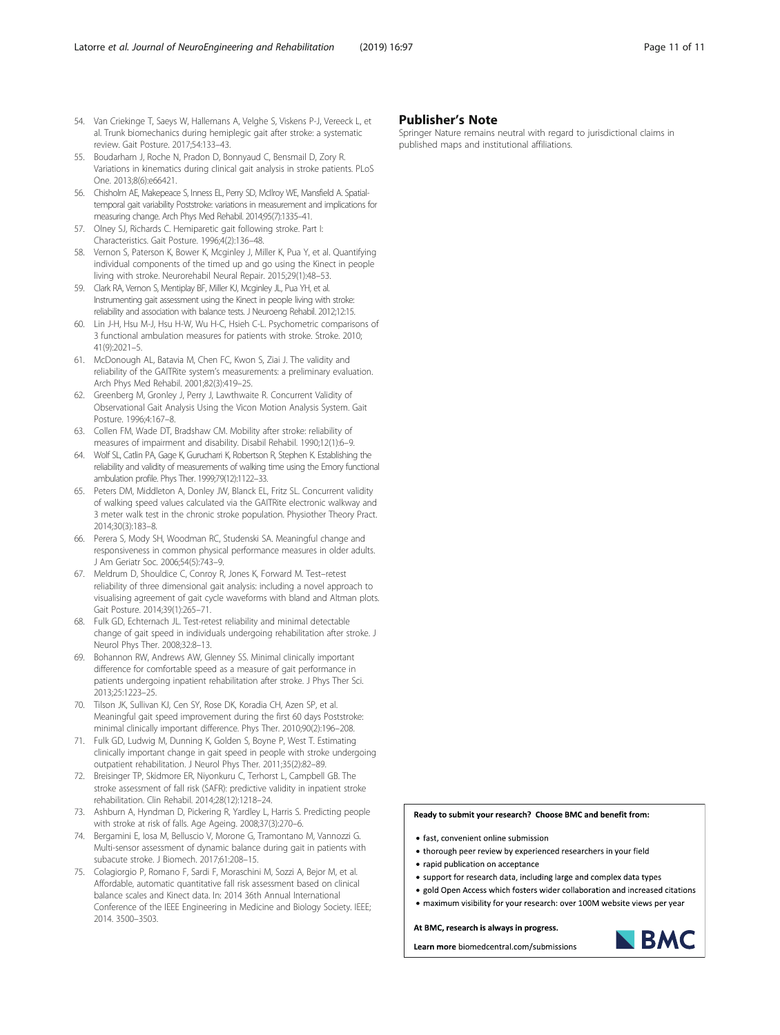54. Van Criekinge T, Saeys W, Hallemans A, Velghe S, Viskens P-J, Vereeck L, et al. Trunk biomechanics during hemiplegic gait after stroke: a systematic review. Gait Posture. 2017;54:133–43.
55. Boudarham J, Roche N, Pradon D, Bonnyaud C, Bensmail D, Zory R. Variations in kinematics during clinical gait analysis in stroke patients. PLoS One. 2013;8(6):e66421.
56. Chisholm AE, Makepeace S, Inness EL, Perry SD, McIlroy WE, Mansfield A. Spatial-temporal gait variability Poststroke: variations in measurement and implications for measuring change. Arch Phys Med Rehabil. 2014;95(7):1335–41.
57. Olney SJ, Richards C. Hemiparetic gait following stroke. Part I: Characteristics. Gait Posture. 1996;4(2):136–48.
58. Vernon S, Paterson K, Bower K, Mcginley J, Miller K, Pua Y, et al. Quantifying individual components of the timed up and go using the Kinect in people living with stroke. Neurorehabil Neural Repair. 2015;29(1):48–53.
59. Clark RA, Vernon S, Mentiplay BF, Miller KJ, Mcginley JL, Pua YH, et al. Instrumenting gait assessment using the Kinect in people living with stroke: reliability and association with balance tests. J Neuroeng Rehabil. 2012;12:15.
60. Lin J-H, Hsu M-J, Hsu H-W, Wu H-C, Hsieh C-L. Psychometric comparisons of 3 functional ambulation measures for patients with stroke. Stroke. 2010; 41(9):2021–5.
61. McDonough AL, Batavia M, Chen FC, Kwon S, Ziai J. The validity and reliability of the GAITRite system's measurements: a preliminary evaluation. Arch Phys Med Rehabil. 2001;82(3):419–25.
62. Greenberg M, Gronley J, Perry J, Lawthwaite R. Concurrent Validity of Observational Gait Analysis Using the Vicon Motion Analysis System. Gait Posture. 1996;4:167–8.
63. Collen FM, Wade DT, Bradshaw CM. Mobility after stroke: reliability of measures of impairment and disability. Disabil Rehabil. 1990;12(1):6–9.
64. Wolf SL, Catlin PA, Gage K, Gurucharri K, Robertson R, Stephen K. Establishing the reliability and validity of measurements of walking time using the Emory functional ambulation profile. Phys Ther. 1999;79(12):1122–33.
65. Peters DM, Middleton A, Donley JW, Blanck EL, Fritz SL. Concurrent validity of walking speed values calculated via the GAITRite electronic walkway and 3 meter walk test in the chronic stroke population. Physiother Theory Pract. 2014;30(3):183–8.
66. Perera S, Mody SH, Woodman RC, Studenski SA. Meaningful change and responsiveness in common physical performance measures in older adults. J Am Geriatr Soc. 2006;54(5):743–9.
67. Meldrum D, Shouldice C, Conroy R, Jones K, Forward M. Test–retest reliability of three dimensional gait analysis: including a novel approach to visualising agreement of gait cycle waveforms with bland and Altman plots. Gait Posture. 2014;39(1):265–71.
68. Fulk GD, Echternach JL. Test-retest reliability and minimal detectable change of gait speed in individuals undergoing rehabilitation after stroke. J Neurol Phys Ther. 2008;32:8–13.
69. Bohannon RW, Andrews AW, Glenney SS. Minimal clinically important difference for comfortable speed as a measure of gait performance in patients undergoing inpatient rehabilitation after stroke. J Phys Ther Sci. 2013;25:1223–25.
70. Tilson JK, Sullivan KJ, Cen SY, Rose DK, Koradia CH, Azen SP, et al. Meaningful gait speed improvement during the first 60 days Poststroke: minimal clinically important difference. Phys Ther. 2010;90(2):196–208.
71. Fulk GD, Ludwig M, Dunning K, Golden S, Boyne P, West T. Estimating clinically important change in gait speed in people with stroke undergoing outpatient rehabilitation. J Neurol Phys Ther. 2011;35(2):82–89.
72. Breisinger TP, Skidmore ER, Niyonkuru C, Terhorst L, Campbell GB. The stroke assessment of fall risk (SAFR): predictive validity in inpatient stroke rehabilitation. Clin Rehabil. 2014;28(12):1218–24.
73. Ashburn A, Hyndman D, Pickering R, Yardley L, Harris S. Predicting people with stroke at risk of falls. Age Ageing. 2008;37(3):270–6.
74. Bergamini E, Iosa M, Belluscio V, Morone G, Tramontano M, Vannozzi G. Multi-sensor assessment of dynamic balance during gait in patients with subacute stroke. J Biomech. 2017;61:208–15.
75. Colagiorgio P, Romano F, Sardi F, Moraschini M, Sozzi A, Bejor M, et al. Affordable, automatic quantitative fall risk assessment based on clinical balance scales and Kinect data. In: 2014 36th Annual International Conference of the IEEE Engineering in Medicine and Biology Society. IEEE; 2014. 3500–3503.

## Publisher's Note

Springer Nature remains neutral with regard to jurisdictional claims in published maps and institutional affiliations.

**Ready to submit your research? Choose BMC and benefit from:**

- fast, convenient online submission
- thorough peer review by experienced researchers in your field
- rapid publication on acceptance
- support for research data, including large and complex data types
- gold Open Access which fosters wider collaboration and increased citations
- maximum visibility for your research: over 100M website views per year

**At BMC, research is always in progress.**

**Learn more** biomedcentral.com/submissions

BMC